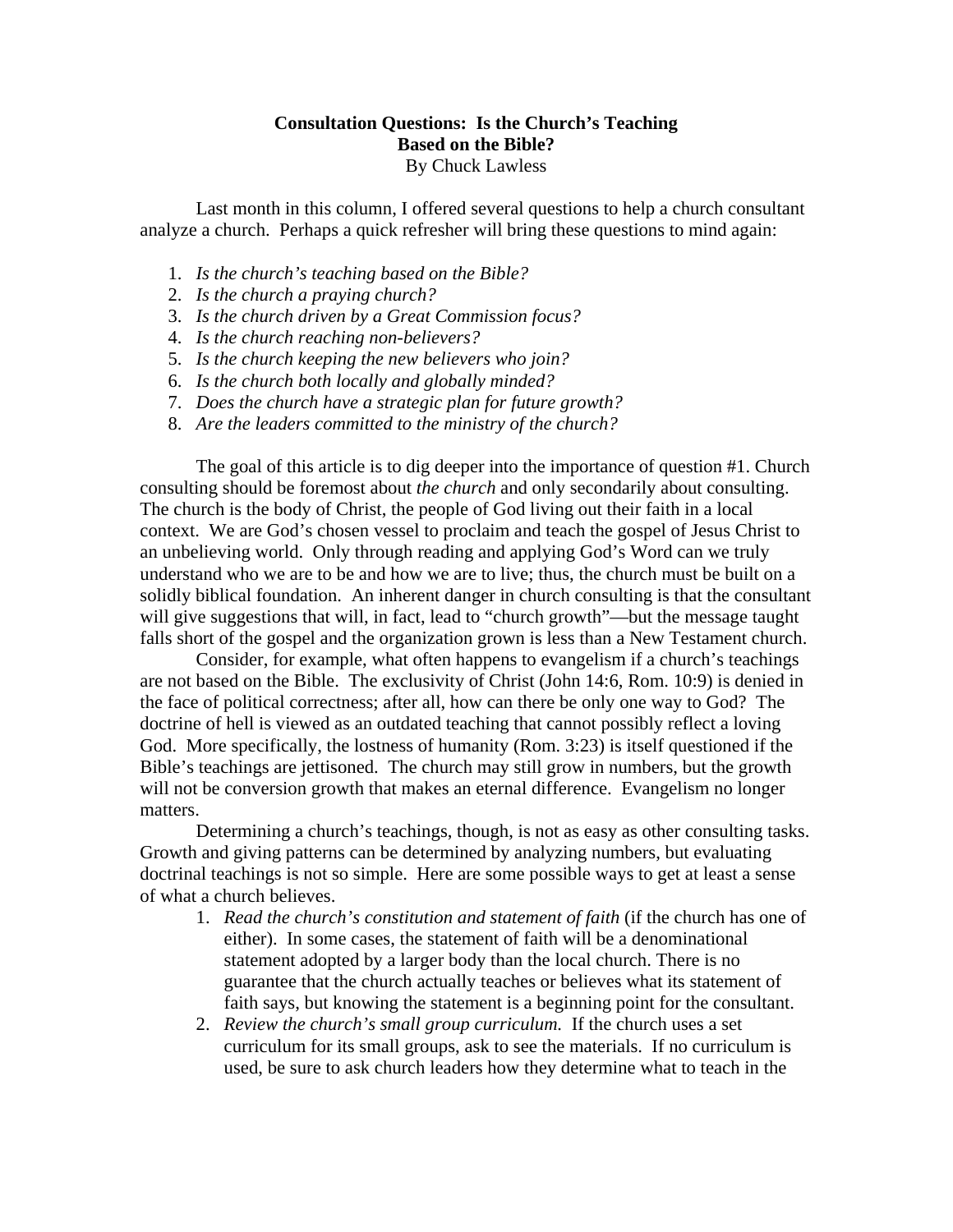# Consultation Questions: Is the Church's Teaching Based on the Bible?

By Chuck Lawless

Last month in this column, I offered several questions to help a church consultant analyze a church. Perhaps a quick refresher will bring these questions to mind again:

1. *Is the church's teaching based on the Bible?*
2. *Is the church a praying church?*
3. *Is the church driven by a Great Commission focus?*
4. *Is the church reaching non-believers?*
5. *Is the church keeping the new believers who join?*
6. *Is the church both locally and globally minded?*
7. *Does the church have a strategic plan for future growth?*
8. *Are the leaders committed to the ministry of the church?*

The goal of this article is to dig deeper into the importance of question #1. Church consulting should be foremost about *the church* and only secondarily about consulting. The church is the body of Christ, the people of God living out their faith in a local context. We are God's chosen vessel to proclaim and teach the gospel of Jesus Christ to an unbelieving world. Only through reading and applying God's Word can we truly understand who we are to be and how we are to live; thus, the church must be built on a solidly biblical foundation. An inherent danger in church consulting is that the consultant will give suggestions that will, in fact, lead to "church growth"—but the message taught falls short of the gospel and the organization grown is less than a New Testament church.

Consider, for example, what often happens to evangelism if a church's teachings are not based on the Bible. The exclusivity of Christ (John 14:6, Rom. 10:9) is denied in the face of political correctness; after all, how can there be only one way to God? The doctrine of hell is viewed as an outdated teaching that cannot possibly reflect a loving God. More specifically, the lostness of humanity (Rom. 3:23) is itself questioned if the Bible's teachings are jettisoned. The church may still grow in numbers, but the growth will not be conversion growth that makes an eternal difference. Evangelism no longer matters.

Determining a church's teachings, though, is not as easy as other consulting tasks. Growth and giving patterns can be determined by analyzing numbers, but evaluating doctrinal teachings is not so simple. Here are some possible ways to get at least a sense of what a church believes.

1. *Read the church's constitution and statement of faith* (if the church has one of either). In some cases, the statement of faith will be a denominational statement adopted by a larger body than the local church. There is no guarantee that the church actually teaches or believes what its statement of faith says, but knowing the statement is a beginning point for the consultant.
2. *Review the church's small group curriculum.* If the church uses a set curriculum for its small groups, ask to see the materials. If no curriculum is used, be sure to ask church leaders how they determine what to teach in the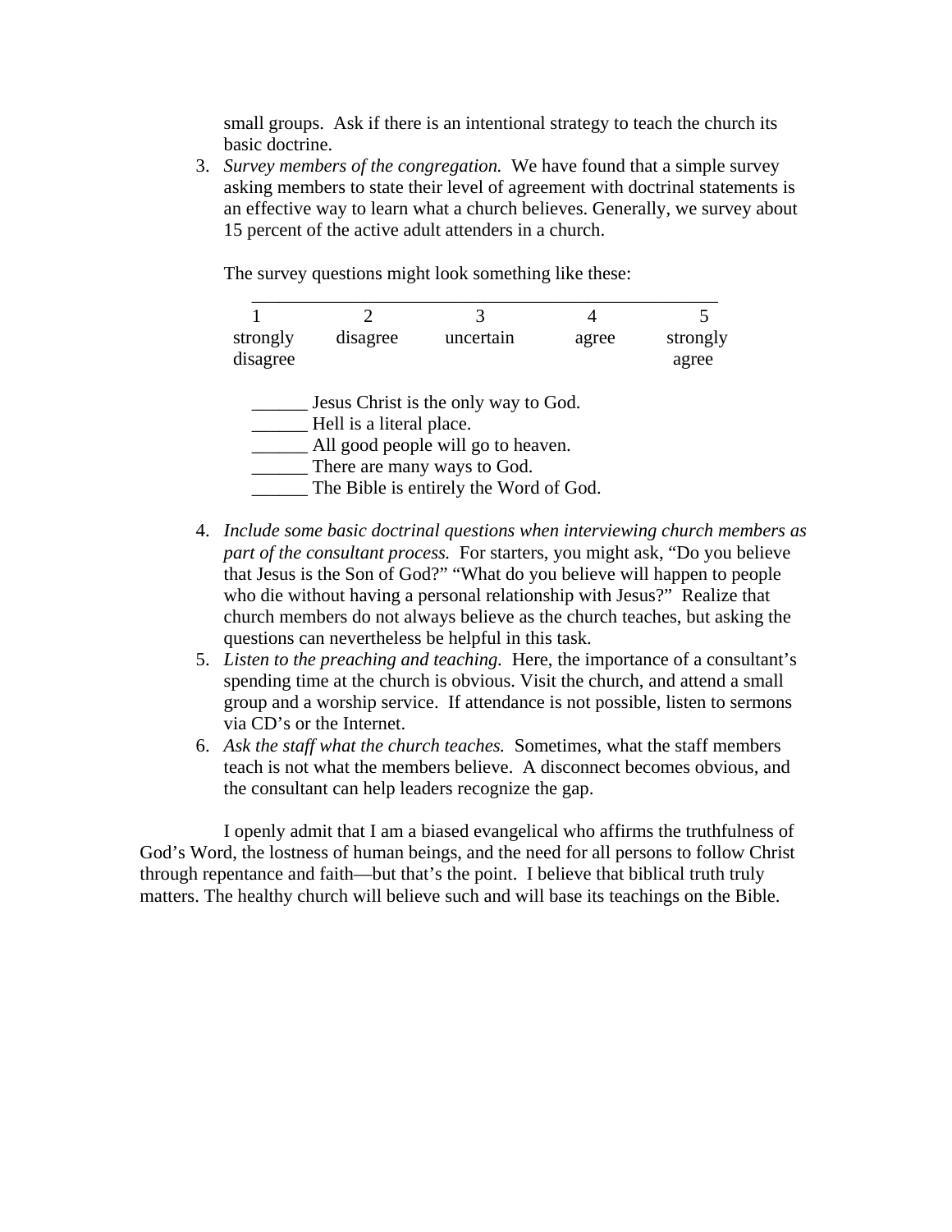small groups. Ask if there is an intentional strategy to teach the church its basic doctrine.

3. *Survey members of the congregation.* We have found that a simple survey asking members to state their level of agreement with doctrinal statements is an effective way to learn what a church believes. Generally, we survey about 15 percent of the active adult attenders in a church.

   The survey questions might look something like these:

   | 1 | 2 | 3 | 4 | 5 |
   |---|---|---|---|---|
   | strongly disagree | disagree | uncertain | agree | strongly agree |

   ______ Jesus Christ is the only way to God.
   ______ Hell is a literal place.
   ______ All good people will go to heaven.
   ______ There are many ways to God.
   ______ The Bible is entirely the Word of God.

4. *Include some basic doctrinal questions when interviewing church members as part of the consultant process.* For starters, you might ask, "Do you believe that Jesus is the Son of God?" "What do you believe will happen to people who die without having a personal relationship with Jesus?" Realize that church members do not always believe as the church teaches, but asking the questions can nevertheless be helpful in this task.
5. *Listen to the preaching and teaching.* Here, the importance of a consultant's spending time at the church is obvious. Visit the church, and attend a small group and a worship service. If attendance is not possible, listen to sermons via CD's or the Internet.
6. *Ask the staff what the church teaches.* Sometimes, what the staff members teach is not what the members believe. A disconnect becomes obvious, and the consultant can help leaders recognize the gap.

I openly admit that I am a biased evangelical who affirms the truthfulness of God's Word, the lostness of human beings, and the need for all persons to follow Christ through repentance and faith—but that's the point. I believe that biblical truth truly matters. The healthy church will believe such and will base its teachings on the Bible.